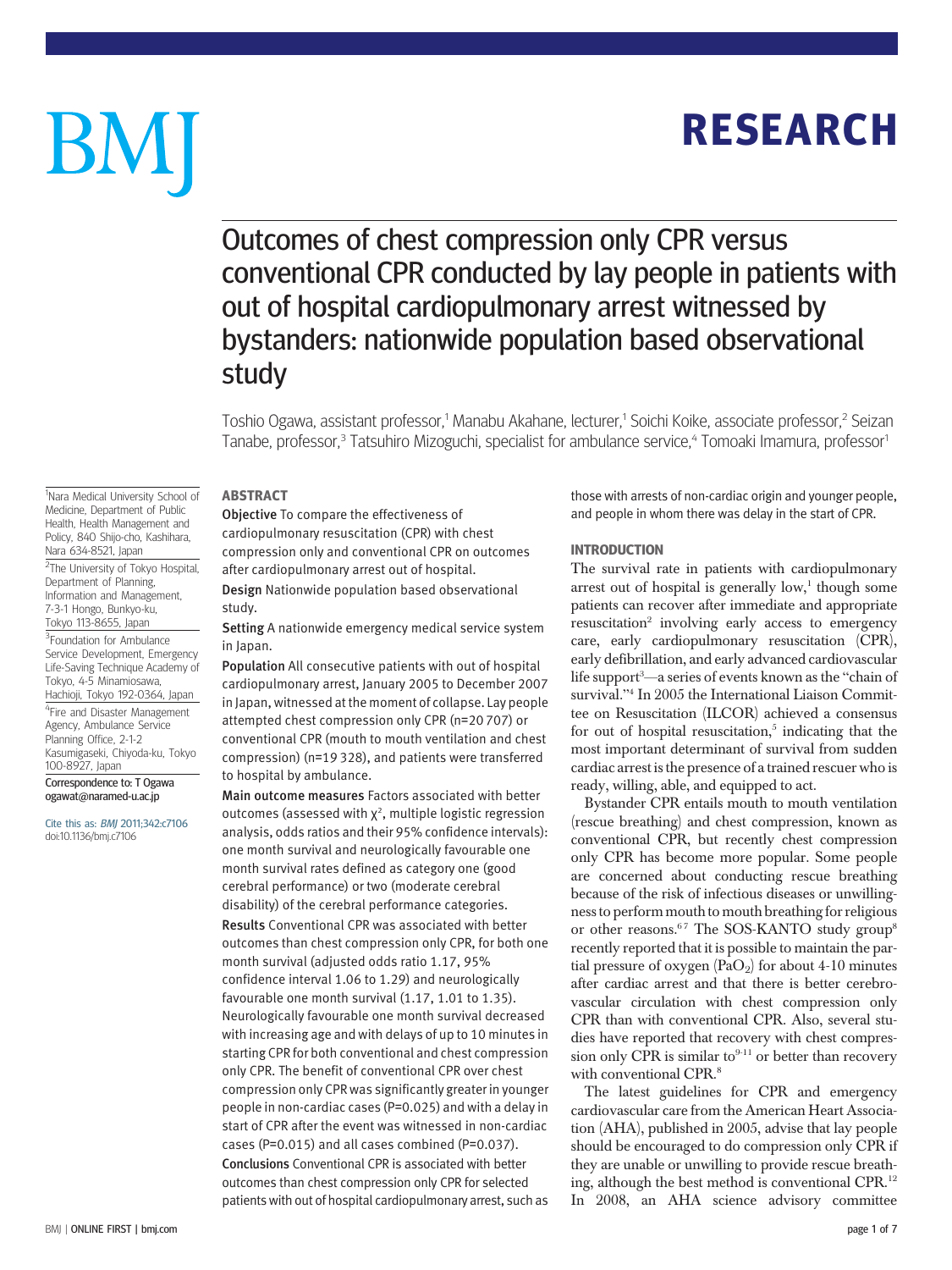# RESEARCH

# Outcomes of chest compression only CPR versus conventional CPR conducted by lay people in patients with out of hospital cardiopulmonary arrest witnessed by bystanders: nationwide population based observational study

Toshio Ogawa, assistant professor,[1] Manabu Akahane, lecturer,[1] Soichi Koike, associate professor,[2] Seizan Tanabe, professor,[3] Tatsuhiro Mizoguchi, specialist for ambulance service,[4] Tomoaki Imamura, professor[1]

[1]Nara Medical University School of Medicine, Department of Public Health, Health Management and Policy, 840 Shijo-cho, Kashihara, Nara 634-8521, Japan

[2]The University of Tokyo Hospital, Department of Planning, Information and Management, 7-3-1 Hongo, Bunkyo-ku, Tokyo 113-8655, Japan

[3]Foundation for Ambulance Service Development, Emergency Life-Saving Technique Academy of Tokyo, 4-5 Minamiosawa, Hachioji, Tokyo 192-0364, Japan

[4]Fire and Disaster Management Agency, Ambulance Service Planning Office, 2-1-2 Kasumigaseki, Chiyoda-ku, Tokyo 100-8927, Japan

Correspondence to: T Ogawa ogawat@naramed-u.ac.jp

Cite this as: *BMJ* 2011;342:c7106 doi:10.1136/bmj.c7106

## ABSTRACT

**Objective** To compare the effectiveness of cardiopulmonary resuscitation (CPR) with chest compression only and conventional CPR on outcomes after cardiopulmonary arrest out of hospital.

**Design** Nationwide population based observational study.

**Setting** A nationwide emergency medical service system in Japan.

**Population** All consecutive patients with out of hospital cardiopulmonary arrest, January 2005 to December 2007 in Japan, witnessed at the moment of collapse. Lay people attempted chest compression only CPR (n=20 707) or conventional CPR (mouth to mouth ventilation and chest compression) (n=19 328), and patients were transferred to hospital by ambulance.

**Main outcome measures** Factors associated with better outcomes (assessed with $\chi^2$, multiple logistic regression analysis, odds ratios and their 95% confidence intervals): one month survival and neurologically favourable one month survival rates defined as category one (good cerebral performance) or two (moderate cerebral disability) of the cerebral performance categories.

**Results** Conventional CPR was associated with better outcomes than chest compression only CPR, for both one month survival (adjusted odds ratio 1.17, 95% confidence interval 1.06 to 1.29) and neurologically favourable one month survival (1.17, 1.01 to 1.35). Neurologically favourable one month survival decreased with increasing age and with delays of up to 10 minutes in starting CPR for both conventional and chest compression only CPR. The benefit of conventional CPR over chest compression only CPR was significantly greater in younger people in non-cardiac cases (P=0.025) and with a delay in start of CPR after the event was witnessed in non-cardiac cases (P=0.015) and all cases combined (P=0.037).

**Conclusions** Conventional CPR is associated with better outcomes than chest compression only CPR for selected patients with out of hospital cardiopulmonary arrest, such as those with arrests of non-cardiac origin and younger people, and people in whom there was delay in the start of CPR.

## INTRODUCTION

The survival rate in patients with cardiopulmonary arrest out of hospital is generally low,[1] though some patients can recover after immediate and appropriate resuscitation[2] involving early access to emergency care, early cardiopulmonary resuscitation (CPR), early defibrillation, and early advanced cardiovascular life support[3]—a series of events known as the "chain of survival."[4] In 2005 the International Liaison Committee on Resuscitation (ILCOR) achieved a consensus for out of hospital resuscitation,[5] indicating that the most important determinant of survival from sudden cardiac arrest is the presence of a trained rescuer who is ready, willing, able, and equipped to act.

Bystander CPR entails mouth to mouth ventilation (rescue breathing) and chest compression, known as conventional CPR, but recently chest compression only CPR has become more popular. Some people are concerned about conducting rescue breathing because of the risk of infectious diseases or unwillingness to perform mouth to mouth breathing for religious or other reasons.[6,7] The SOS-KANTO study group[8] recently reported that it is possible to maintain the partial pressure of oxygen ($PaO_2$) for about 4-10 minutes after cardiac arrest and that there is better cerebrovascular circulation with chest compression only CPR than with conventional CPR. Also, several studies have reported that recovery with chest compression only CPR is similar to[9-11] or better than recovery with conventional CPR.[8]

The latest guidelines for CPR and emergency cardiovascular care from the American Heart Association (AHA), published in 2005, advise that lay people should be encouraged to do compression only CPR if they are unable or unwilling to provide rescue breathing, although the best method is conventional CPR.[12] In 2008, an AHA science advisory committee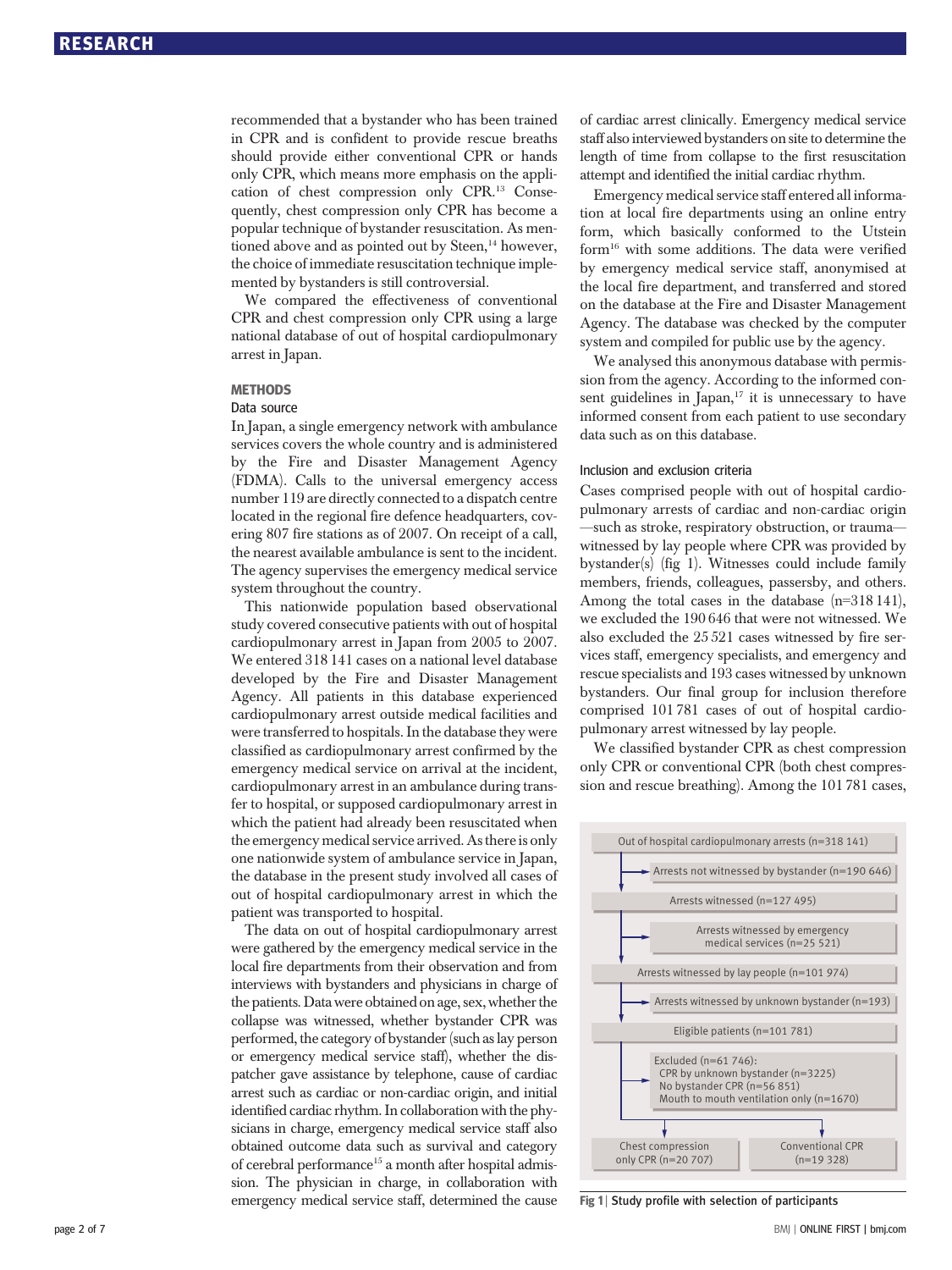recommended that a bystander who has been trained in CPR and is confident to provide rescue breaths should provide either conventional CPR or hands only CPR, which means more emphasis on the application of chest compression only CPR.[13] Consequently, chest compression only CPR has become a popular technique of bystander resuscitation. As mentioned above and as pointed out by Steen,[14] however, the choice of immediate resuscitation technique implemented by bystanders is still controversial.

We compared the effectiveness of conventional CPR and chest compression only CPR using a large national database of out of hospital cardiopulmonary arrest in Japan.

## METHODS

### Data source

In Japan, a single emergency network with ambulance services covers the whole country and is administered by the Fire and Disaster Management Agency (FDMA). Calls to the universal emergency access number 119 are directly connected to a dispatch centre located in the regional fire defence headquarters, covering 807 fire stations as of 2007. On receipt of a call, the nearest available ambulance is sent to the incident. The agency supervises the emergency medical service system throughout the country.

This nationwide population based observational study covered consecutive patients with out of hospital cardiopulmonary arrest in Japan from 2005 to 2007. We entered 318 141 cases on a national level database developed by the Fire and Disaster Management Agency. All patients in this database experienced cardiopulmonary arrest outside medical facilities and were transferred to hospitals. In the database they were classified as cardiopulmonary arrest confirmed by the emergency medical service on arrival at the incident, cardiopulmonary arrest in an ambulance during transfer to hospital, or supposed cardiopulmonary arrest in which the patient had already been resuscitated when the emergency medical service arrived. As there is only one nationwide system of ambulance service in Japan, the database in the present study involved all cases of out of hospital cardiopulmonary arrest in which the patient was transported to hospital.

The data on out of hospital cardiopulmonary arrest were gathered by the emergency medical service in the local fire departments from their observation and from interviews with bystanders and physicians in charge of the patients. Data were obtained on age, sex, whether the collapse was witnessed, whether bystander CPR was performed, the category of bystander (such as lay person or emergency medical service staff), whether the dispatcher gave assistance by telephone, cause of cardiac arrest such as cardiac or non-cardiac origin, and initial identified cardiac rhythm. In collaboration with the physicians in charge, emergency medical service staff also obtained outcome data such as survival and category of cerebral performance[15] a month after hospital admission. The physician in charge, in collaboration with emergency medical service staff, determined the cause of cardiac arrest clinically. Emergency medical service staff also interviewed bystanders on site to determine the length of time from collapse to the first resuscitation attempt and identified the initial cardiac rhythm.

Emergency medical service staff entered all information at local fire departments using an online entry form, which basically conformed to the Utstein form[16] with some additions. The data were verified by emergency medical service staff, anonymised at the local fire department, and transferred and stored on the database at the Fire and Disaster Management Agency. The database was checked by the computer system and compiled for public use by the agency.

We analysed this anonymous database with permission from the agency. According to the informed consent guidelines in Japan,[17] it is unnecessary to have informed consent from each patient to use secondary data such as on this database.

### Inclusion and exclusion criteria

Cases comprised people with out of hospital cardiopulmonary arrests of cardiac and non-cardiac origin —such as stroke, respiratory obstruction, or trauma— witnessed by lay people where CPR was provided by bystander(s) (fig 1). Witnesses could include family members, friends, colleagues, passersby, and others. Among the total cases in the database (n=318 141), we excluded the 190 646 that were not witnessed. We also excluded the 25 521 cases witnessed by fire services staff, emergency specialists, and emergency and rescue specialists and 193 cases witnessed by unknown bystanders. Our final group for inclusion therefore comprised 101 781 cases of out of hospital cardiopulmonary arrest witnessed by lay people.

We classified bystander CPR as chest compression only CPR or conventional CPR (both chest compression and rescue breathing). Among the 101 781 cases,

Out of hospital cardiopulmonary arrests (n=318 141)
→ Arrests not witnessed by bystander (n=190 646)
Arrests witnessed (n=127 495)
→ Arrests witnessed by emergency medical services (n=25 521)
Arrests witnessed by lay people (n=101 974)
→ Arrests witnessed by unknown bystander (n=193)
Eligible patients (n=101 781)
→ Excluded (n=61 746):
- CPR by unknown bystander (n=3225)
- No bystander CPR (n=56 851)
- Mouth to mouth ventilation only (n=1670)

Chest compression only CPR (n=20 707) | Conventional CPR (n=19 328)

Fig 1 | Study profile with selection of participants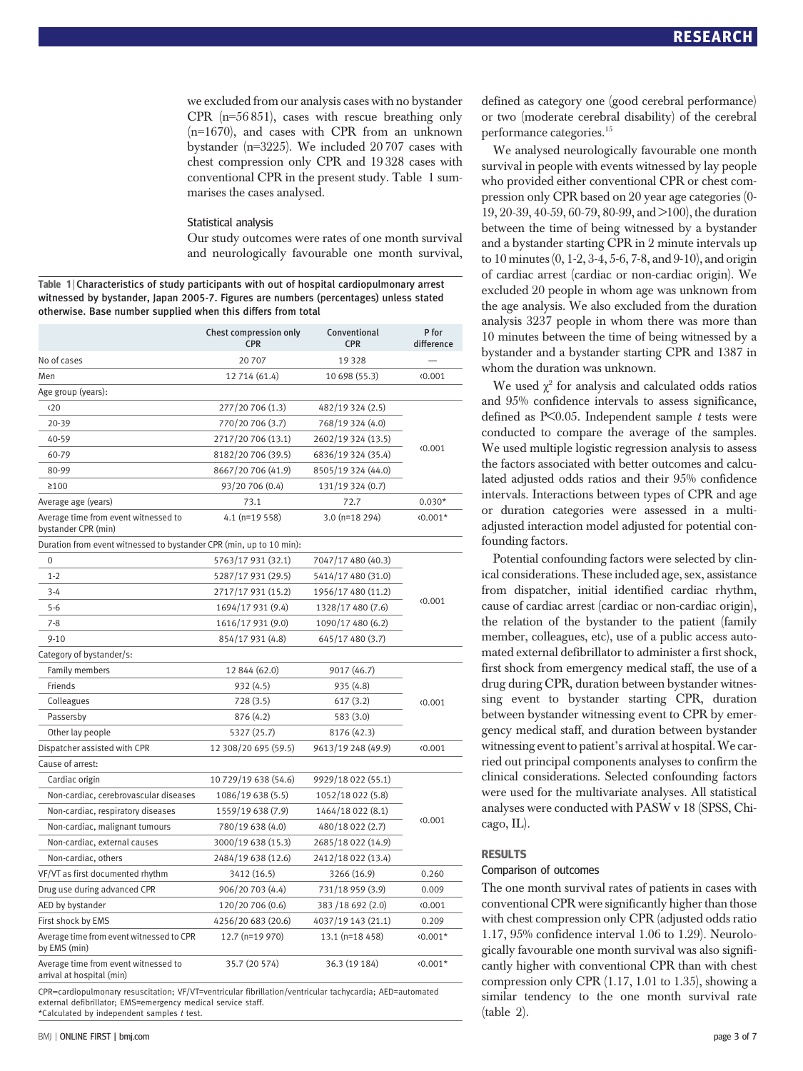we excluded from our analysis cases with no bystander CPR (n=56 851), cases with rescue breathing only (n=1670), and cases with CPR from an unknown bystander (n=3225). We included 20 707 cases with chest compression only CPR and 19 328 cases with conventional CPR in the present study. Table 1 summarises the cases analysed.

### Statistical analysis

Our study outcomes were rates of one month survival and neurologically favourable one month survival, defined as category one (good cerebral performance) or two (moderate cerebral disability) of the cerebral performance categories.[15]

We analysed neurologically favourable one month survival in people with events witnessed by lay people who provided either conventional CPR or chest compression only CPR based on 20 year age categories (0-19, 20-39, 40-59, 60-79, 80-99, and >100), the duration between the time of being witnessed by a bystander and a bystander starting CPR in 2 minute intervals up to 10 minutes (0, 1-2, 3-4, 5-6, 7-8, and 9-10), and origin of cardiac arrest (cardiac or non-cardiac origin). We excluded 20 people in whom age was unknown from the age analysis. We also excluded from the duration analysis 3237 people in whom there was more than 10 minutes between the time of being witnessed by a bystander and a bystander starting CPR and 1387 in whom the duration was unknown.

We used $\chi^2$ for analysis and calculated odds ratios and 95% confidence intervals to assess significance, defined as $P<0.05$. Independent sample *t* tests were conducted to compare the average of the samples. We used multiple logistic regression analysis to assess the factors associated with better outcomes and calculated adjusted odds ratios and their 95% confidence intervals. Interactions between types of CPR and age or duration categories were assessed in a multi-adjusted interaction model adjusted for potential confounding factors.

Potential confounding factors were selected by clinical considerations. These included age, sex, assistance from dispatcher, initial identified cardiac rhythm, cause of cardiac arrest (cardiac or non-cardiac origin), the relation of the bystander to the patient (family member, colleagues, etc), use of a public access automated external defibrillator to administer a first shock, first shock from emergency medical staff, the use of a drug during CPR, duration between bystander witnessing event to bystander starting CPR, duration between bystander witnessing event to CPR by emergency medical staff, and duration between bystander witnessing event to patient's arrival at hospital. We carried out principal components analyses to confirm the clinical considerations. Selected confounding factors were used for the multivariate analyses. All statistical analyses were conducted with PASW v 18 (SPSS, Chicago, IL).

**Table 1** | Characteristics of study participants with out of hospital cardiopulmonary arrest witnessed by bystander, Japan 2005-7. Figures are numbers (percentages) unless stated otherwise. Base number supplied when this differs from total

| | Chest compression only CPR | Conventional CPR | P for difference |
|---|---|---|---|
| No of cases | 20 707 | 19 328 | — |
| Men | 12 714 (61.4) | 10 698 (55.3) | <0.001 |
| Age group (years): | | | |
| <20 | 277/20 706 (1.3) | 482/19 324 (2.5) | <0.001 |
| 20-39 | 770/20 706 (3.7) | 768/19 324 (4.0) | |
| 40-59 | 2717/20 706 (13.1) | 2602/19 324 (13.5) | |
| 60-79 | 8182/20 706 (39.5) | 6836/19 324 (35.4) | |
| 80-99 | 8667/20 706 (41.9) | 8505/19 324 (44.0) | |
| ≥100 | 93/20 706 (0.4) | 131/19 324 (0.7) | |
| Average age (years) | 73.1 | 72.7 | 0.030* |
| Average time from event witnessed to bystander CPR (min) | 4.1 (n=19 558) | 3.0 (n=18 294) | <0.001* |
| Duration from event witnessed to bystander CPR (min, up to 10 min): | | | |
| 0 | 5763/17 931 (32.1) | 7047/17 480 (40.3) | <0.001 |
| 1-2 | 5287/17 931 (29.5) | 5414/17 480 (31.0) | |
| 3-4 | 2717/17 931 (15.2) | 1956/17 480 (11.2) | |
| 5-6 | 1694/17 931 (9.4) | 1328/17 480 (7.6) | |
| 7-8 | 1616/17 931 (9.0) | 1090/17 480 (6.2) | |
| 9-10 | 854/17 931 (4.8) | 645/17 480 (3.7) | |
| Category of bystander/s: | | | |
| Family members | 12 844 (62.0) | 9017 (46.7) | <0.001 |
| Friends | 932 (4.5) | 935 (4.8) | |
| Colleagues | 728 (3.5) | 617 (3.2) | |
| Passersby | 876 (4.2) | 583 (3.0) | |
| Other lay people | 5327 (25.7) | 8176 (42.3) | |
| Dispatcher assisted with CPR | 12 308/20 695 (59.5) | 9613/19 248 (49.9) | <0.001 |
| Cause of arrest: | | | |
| Cardiac origin | 10 729/19 638 (54.6) | 9929/18 022 (55.1) | <0.001 |
| Non-cardiac, cerebrovascular diseases | 1086/19 638 (5.5) | 1052/18 022 (5.8) | |
| Non-cardiac, respiratory diseases | 1559/19 638 (7.9) | 1464/18 022 (8.1) | |
| Non-cardiac, malignant tumours | 780/19 638 (4.0) | 480/18 022 (2.7) | |
| Non-cardiac, external causes | 3000/19 638 (15.3) | 2685/18 022 (14.9) | |
| Non-cardiac, others | 2484/19 638 (12.6) | 2412/18 022 (13.4) | |
| VF/VT as first documented rhythm | 3412 (16.5) | 3266 (16.9) | 0.260 |
| Drug use during advanced CPR | 906/20 703 (4.4) | 731/18 959 (3.9) | 0.009 |
| AED by bystander | 120/20 706 (0.6) | 383 /18 692 (2.0) | <0.001 |
| First shock by EMS | 4256/20 683 (20.6) | 4037/19 143 (21.1) | 0.209 |
| Average time from event witnessed to CPR by EMS (min) | 12.7 (n=19 970) | 13.1 (n=18 458) | <0.001* |
| Average time from event witnessed to arrival at hospital (min) | 35.7 (20 574) | 36.3 (19 184) | <0.001* |

CPR=cardiopulmonary resuscitation; VF/VT=ventricular fibrillation/ventricular tachycardia; AED=automated external defibrillator; EMS=emergency medical service staff.
*Calculated by independent samples *t* test.

## RESULTS

### Comparison of outcomes

The one month survival rates of patients in cases with conventional CPR were significantly higher than those with chest compression only CPR (adjusted odds ratio 1.17, 95% confidence interval 1.06 to 1.29). Neurologically favourable one month survival was also significantly higher with conventional CPR than with chest compression only CPR (1.17, 1.01 to 1.35), showing a similar tendency to the one month survival rate (table 2).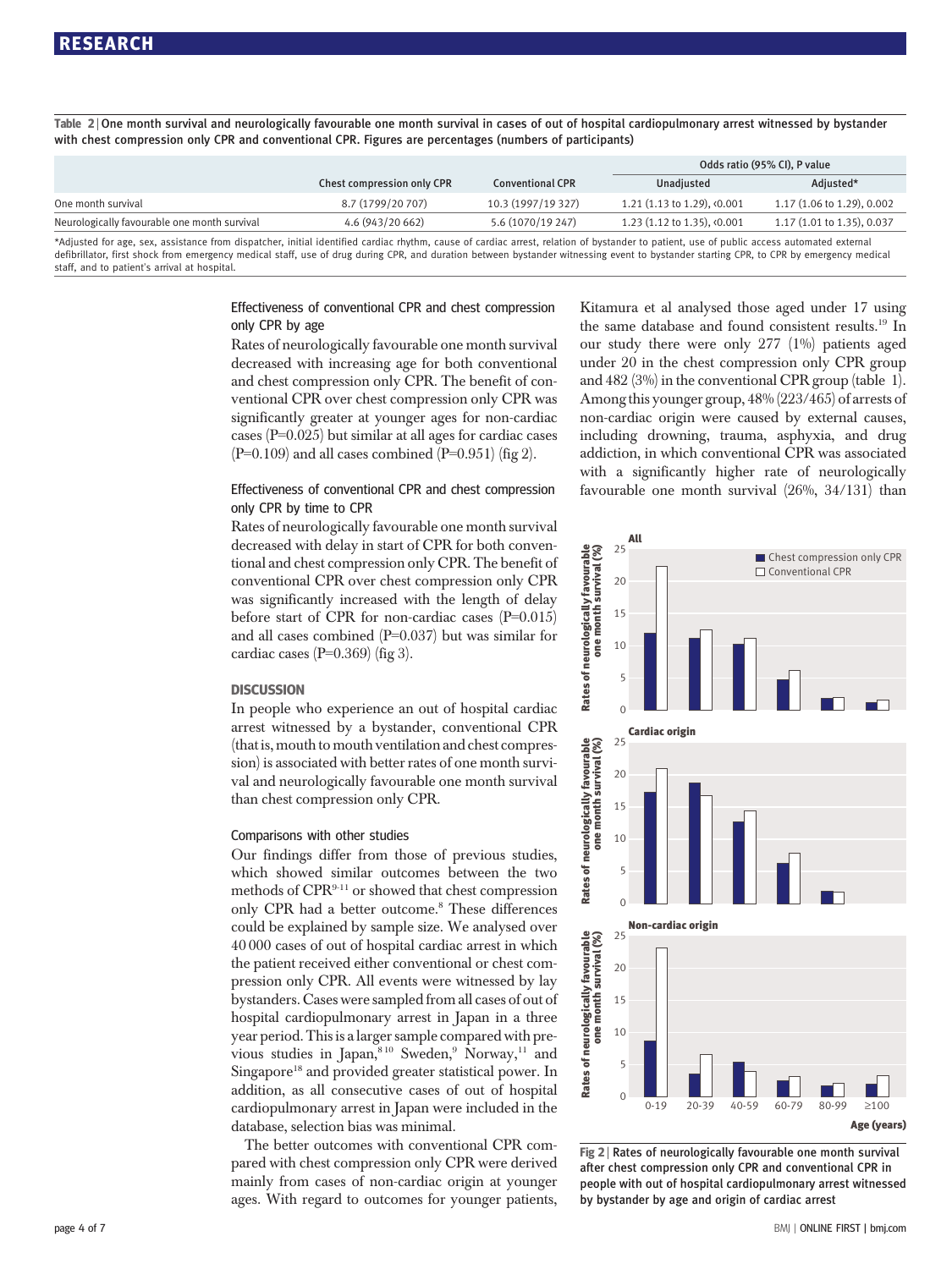**Table 2** | One month survival and neurologically favourable one month survival in cases of out of hospital cardiopulmonary arrest witnessed by bystander with chest compression only CPR and conventional CPR. Figures are percentages (numbers of participants)

| | Chest compression only CPR | Conventional CPR | Odds ratio (95% CI), P value | |
|---|---|---|---|---|
| | | | Unadjusted | Adjusted* |
| One month survival | 8.7 (1799/20 707) | 10.3 (1997/19 327) | 1.21 (1.13 to 1.29), <0.001 | 1.17 (1.06 to 1.29), 0.002 |
| Neurologically favourable one month survival | 4.6 (943/20 662) | 5.6 (1070/19 247) | 1.23 (1.12 to 1.35), <0.001 | 1.17 (1.01 to 1.35), 0.037 |

*Adjusted for age, sex, assistance from dispatcher, initial identified cardiac rhythm, cause of cardiac arrest, relation of bystander to patient, use of public access automated external defibrillator, first shock from emergency medical staff, use of drug during CPR, and duration between bystander witnessing event to bystander starting CPR, to CPR by emergency medical staff, and to patient's arrival at hospital.

### Effectiveness of conventional CPR and chest compression only CPR by age

Rates of neurologically favourable one month survival decreased with increasing age for both conventional and chest compression only CPR. The benefit of conventional CPR over chest compression only CPR was significantly greater at younger ages for non-cardiac cases (P=0.025) but similar at all ages for cardiac cases (P=0.109) and all cases combined (P=0.951) (fig 2).

### Effectiveness of conventional CPR and chest compression only CPR by time to CPR

Rates of neurologically favourable one month survival decreased with delay in start of CPR for both conventional and chest compression only CPR. The benefit of conventional CPR over chest compression only CPR was significantly increased with the length of delay before start of CPR for non-cardiac cases (P=0.015) and all cases combined (P=0.037) but was similar for cardiac cases (P=0.369) (fig 3).

## DISCUSSION

In people who experience an out of hospital cardiac arrest witnessed by a bystander, conventional CPR (that is, mouth to mouth ventilation and chest compression) is associated with better rates of one month survival and neurologically favourable one month survival than chest compression only CPR.

### Comparisons with other studies

Our findings differ from those of previous studies, which showed similar outcomes between the two methods of CPR[9-11] or showed that chest compression only CPR had a better outcome.[8] These differences could be explained by sample size. We analysed over 40 000 cases of out of hospital cardiac arrest in which the patient received either conventional or chest compression only CPR. All events were witnessed by lay bystanders. Cases were sampled from all cases of out of hospital cardiopulmonary arrest in Japan in a three year period. This is a larger sample compared with previous studies in Japan,[8 10] Sweden,[9] Norway,[11] and Singapore[18] and provided greater statistical power. In addition, as all consecutive cases of out of hospital cardiopulmonary arrest in Japan were included in the database, selection bias was minimal.

The better outcomes with conventional CPR compared with chest compression only CPR were derived mainly from cases of non-cardiac origin at younger ages. With regard to outcomes for younger patients, Kitamura et al analysed those aged under 17 using the same database and found consistent results.[19] In our study there were only 277 (1%) patients aged under 20 in the chest compression only CPR group and 482 (3%) in the conventional CPR group (table 1). Among this younger group, 48% (223/465) of arrests of non-cardiac origin were caused by external causes, including drowning, trauma, asphyxia, and drug addiction, in which conventional CPR was associated with a significantly higher rate of neurologically favourable one month survival (26%, 34/131) than

**Fig 2** | Rates of neurologically favourable one month survival after chest compression only CPR and conventional CPR in people with out of hospital cardiopulmonary arrest witnessed by bystander by age and origin of cardiac arrest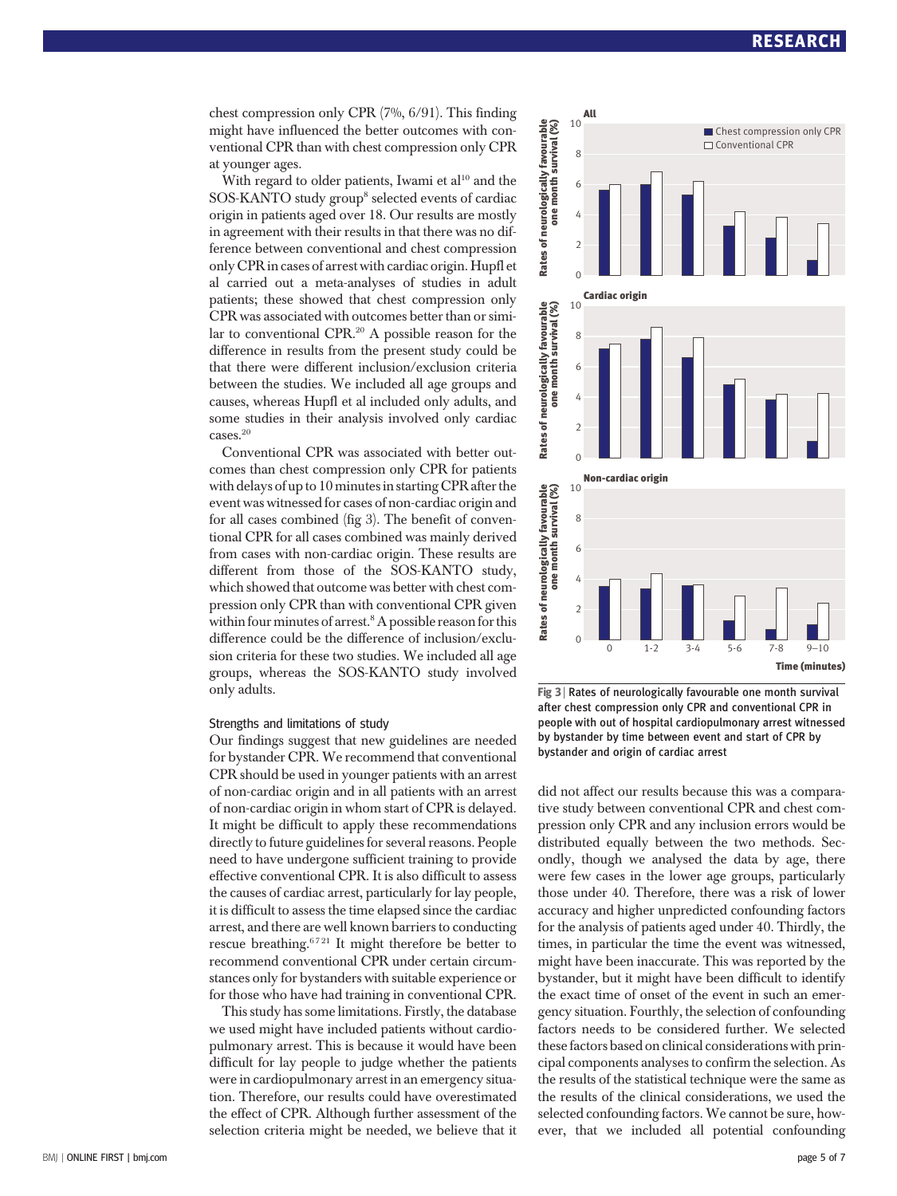chest compression only CPR (7%, 6/91). This finding might have influenced the better outcomes with conventional CPR than with chest compression only CPR at younger ages.

With regard to older patients, Iwami et al[10] and the SOS-KANTO study group[8] selected events of cardiac origin in patients aged over 18. Our results are mostly in agreement with their results in that there was no difference between conventional and chest compression only CPR in cases of arrest with cardiac origin. Hupfl et al carried out a meta-analyses of studies in adult patients; these showed that chest compression only CPR was associated with outcomes better than or similar to conventional CPR.[20] A possible reason for the difference in results from the present study could be that there were different inclusion/exclusion criteria between the studies. We included all age groups and causes, whereas Hupfl et al included only adults, and some studies in their analysis involved only cardiac cases.[20]

Conventional CPR was associated with better outcomes than chest compression only CPR for patients with delays of up to 10 minutes in starting CPR after the event was witnessed for cases of non-cardiac origin and for all cases combined (fig 3). The benefit of conventional CPR for all cases combined was mainly derived from cases with non-cardiac origin. These results are different from those of the SOS-KANTO study, which showed that outcome was better with chest compression only CPR than with conventional CPR given within four minutes of arrest.[8] A possible reason for this difference could be the difference of inclusion/exclusion criteria for these two studies. We included all age groups, whereas the SOS-KANTO study involved only adults.

### Strengths and limitations of study

Our findings suggest that new guidelines are needed for bystander CPR. We recommend that conventional CPR should be used in younger patients with an arrest of non-cardiac origin and in all patients with an arrest of non-cardiac origin in whom start of CPR is delayed. It might be difficult to apply these recommendations directly to future guidelines for several reasons. People need to have undergone sufficient training to provide effective conventional CPR. It is also difficult to assess the causes of cardiac arrest, particularly for lay people, it is difficult to assess the time elapsed since the cardiac arrest, and there are well known barriers to conducting rescue breathing.[6,7,21] It might therefore be better to recommend conventional CPR under certain circumstances only for bystanders with suitable experience or for those who have had training in conventional CPR.

This study has some limitations. Firstly, the database we used might have included patients without cardiopulmonary arrest. This is because it would have been difficult for lay people to judge whether the patients were in cardiopulmonary arrest in an emergency situation. Therefore, our results could have overestimated the effect of CPR. Although further assessment of the selection criteria might be needed, we believe that it did not affect our results because this was a comparative study between conventional CPR and chest compression only CPR and any inclusion errors would be distributed equally between the two methods. Secondly, though we analysed the data by age, there were few cases in the lower age groups, particularly those under 40. Therefore, there was a risk of lower accuracy and higher unpredicted confounding factors for the analysis of patients aged under 40. Thirdly, the times, in particular the time the event was witnessed, might have been inaccurate. This was reported by the bystander, but it might have been difficult to identify the exact time of onset of the event in such an emergency situation. Fourthly, the selection of confounding factors needs to be considered further. We selected these factors based on clinical considerations with principal components analyses to confirm the selection. As the results of the statistical technique were the same as the results of the clinical considerations, we used the selected confounding factors. We cannot be sure, however, that we included all potential confounding

**Fig 3** | Rates of neurologically favourable one month survival after chest compression only CPR and conventional CPR in people with out of hospital cardiopulmonary arrest witnessed by bystander by time between event and start of CPR by bystander and origin of cardiac arrest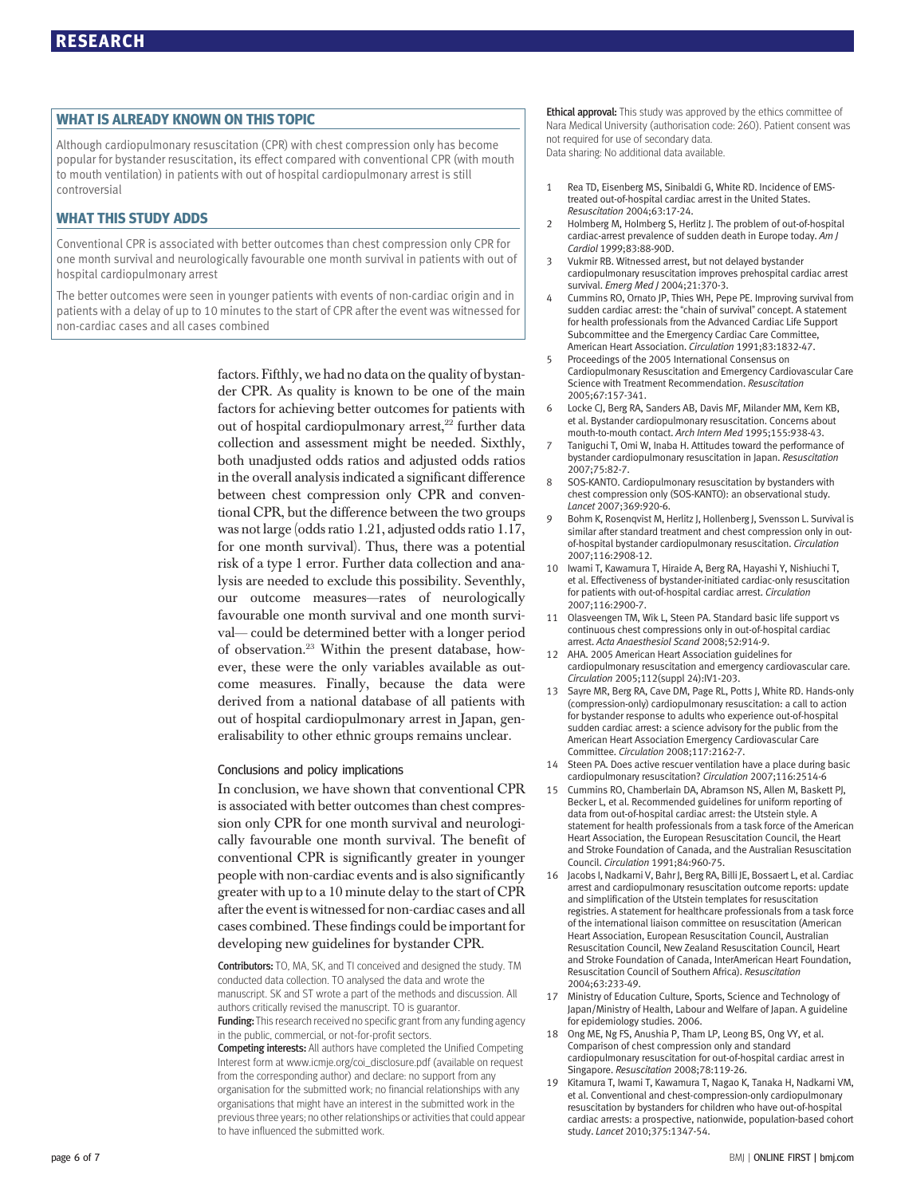## WHAT IS ALREADY KNOWN ON THIS TOPIC

Although cardiopulmonary resuscitation (CPR) with chest compression only has become popular for bystander resuscitation, its effect compared with conventional CPR (with mouth to mouth ventilation) in patients with out of hospital cardiopulmonary arrest is still controversial

## WHAT THIS STUDY ADDS

Conventional CPR is associated with better outcomes than chest compression only CPR for one month survival and neurologically favourable one month survival in patients with out of hospital cardiopulmonary arrest

The better outcomes were seen in younger patients with events of non-cardiac origin and in patients with a delay of up to 10 minutes to the start of CPR after the event was witnessed for non-cardiac cases and all cases combined

factors. Fifthly, we had no data on the quality of bystander CPR. As quality is known to be one of the main factors for achieving better outcomes for patients with out of hospital cardiopulmonary arrest,[22] further data collection and assessment might be needed. Sixthly, both unadjusted odds ratios and adjusted odds ratios in the overall analysis indicated a significant difference between chest compression only CPR and conventional CPR, but the difference between the two groups was not large (odds ratio 1.21, adjusted odds ratio 1.17, for one month survival). Thus, there was a potential risk of a type 1 error. Further data collection and analysis are needed to exclude this possibility. Seventhly, our outcome measures—rates of neurologically favourable one month survival and one month survival— could be determined better with a longer period of observation.[23] Within the present database, however, these were the only variables available as outcome measures. Finally, because the data were derived from a national database of all patients with out of hospital cardiopulmonary arrest in Japan, generalisability to other ethnic groups remains unclear.

### Conclusions and policy implications

In conclusion, we have shown that conventional CPR is associated with better outcomes than chest compression only CPR for one month survival and neurologically favourable one month survival. The benefit of conventional CPR is significantly greater in younger people with non-cardiac events and is also significantly greater with up to a 10 minute delay to the start of CPR after the event is witnessed for non-cardiac cases and all cases combined. These findings could be important for developing new guidelines for bystander CPR.

**Contributors:** TO, MA, SK, and TI conceived and designed the study. TM conducted data collection. TO analysed the data and wrote the manuscript. SK and ST wrote a part of the methods and discussion. All authors critically revised the manuscript. TO is guarantor.

**Funding:** This research received no specific grant from any funding agency in the public, commercial, or not-for-profit sectors.

**Competing interests:** All authors have completed the Unified Competing Interest form at www.icmje.org/coi_disclosure.pdf (available on request from the corresponding author) and declare: no support from any organisation for the submitted work; no financial relationships with any organisations that might have an interest in the submitted work in the previous three years; no other relationships or activities that could appear to have influenced the submitted work.

**Ethical approval:** This study was approved by the ethics committee of Nara Medical University (authorisation code: 260). Patient consent was not required for use of secondary data.

Data sharing: No additional data available.

1. Rea TD, Eisenberg MS, Sinibaldi G, White RD. Incidence of EMS-treated out-of-hospital cardiac arrest in the United States. *Resuscitation* 2004;63:17-24.
2. Holmberg M, Holmberg S, Herlitz J. The problem of out-of-hospital cardiac-arrest prevalence of sudden death in Europe today. *Am J Cardiol* 1999;83:88-90D.
3. Vukmir RB. Witnessed arrest, but not delayed bystander cardiopulmonary resuscitation improves prehospital cardiac arrest survival. *Emerg Med J* 2004;21:370-3.
4. Cummins RO, Ornato JP, Thies WH, Pepe PE. Improving survival from sudden cardiac arrest: the "chain of survival" concept. A statement for health professionals from the Advanced Cardiac Life Support Subcommittee and the Emergency Cardiac Care Committee, American Heart Association. *Circulation* 1991;83:1832-47.
5. Proceedings of the 2005 International Consensus on Cardiopulmonary Resuscitation and Emergency Cardiovascular Care Science with Treatment Recommendation. *Resuscitation* 2005;67:157-341.
6. Locke CJ, Berg RA, Sanders AB, Davis MF, Milander MM, Kern KB, et al. Bystander cardiopulmonary resuscitation. Concerns about mouth-to-mouth contact. *Arch Intern Med* 1995;155:938-43.
7. Taniguchi T, Omi W, Inaba H. Attitudes toward the performance of bystander cardiopulmonary resuscitation in Japan. *Resuscitation* 2007;75:82-7.
8. SOS-KANTO. Cardiopulmonary resuscitation by bystanders with chest compression only (SOS-KANTO): an observational study. *Lancet* 2007;369:920-6.
9. Bohm K, Rosenqvist M, Herlitz J, Hollenberg J, Svensson L. Survival is similar after standard treatment and chest compression only in out-of-hospital bystander cardiopulmonary resuscitation. *Circulation* 2007;116:2908-12.
10. Iwami T, Kawamura T, Hiraide A, Berg RA, Hayashi Y, Nishiuchi T, et al. Effectiveness of bystander-initiated cardiac-only resuscitation for patients with out-of-hospital cardiac arrest. *Circulation* 2007;116:2900-7.
11. Olasveengen TM, Wik L, Steen PA. Standard basic life support vs continuous chest compressions only in out-of-hospital cardiac arrest. *Acta Anaesthesiol Scand* 2008;52:914-9.
12. AHA. 2005 American Heart Association guidelines for cardiopulmonary resuscitation and emergency cardiovascular care. *Circulation* 2005;112(suppl 24):IV1-203.
13. Sayre MR, Berg RA, Cave DM, Page RL, Potts J, White RD. Hands-only (compression-only) cardiopulmonary resuscitation: a call to action for bystander response to adults who experience out-of-hospital sudden cardiac arrest: a science advisory for the public from the American Heart Association Emergency Cardiovascular Care Committee. *Circulation* 2008;117:2162-7.
14. Steen PA. Does active rescuer ventilation have a place during basic cardiopulmonary resuscitation? *Circulation* 2007;116:2514-6
15. Cummins RO, Chamberlain DA, Abramson NS, Allen M, Baskett PJ, Becker L, et al. Recommended guidelines for uniform reporting of data from out-of-hospital cardiac arrest: the Utstein style. A statement for health professionals from a task force of the American Heart Association, the European Resuscitation Council, the Heart and Stroke Foundation of Canada, and the Australian Resuscitation Council. *Circulation* 1991;84:960-75.
16. Jacobs I, Nadkarni V, Bahr J, Berg RA, Billi JE, Bossaert L, et al. Cardiac arrest and cardiopulmonary resuscitation outcome reports: update and simplification of the Utstein templates for resuscitation registries. A statement for healthcare professionals from a task force of the international liaison committee on resuscitation (American Heart Association, European Resuscitation Council, Australian Resuscitation Council, New Zealand Resuscitation Council, Heart and Stroke Foundation of Canada, InterAmerican Heart Foundation, Resuscitation Council of Southern Africa). *Resuscitation* 2004;63:233-49.
17. Ministry of Education Culture, Sports, Science and Technology of Japan/Ministry of Health, Labour and Welfare of Japan. A guideline for epidemiology studies. 2006.
18. Ong ME, Ng FS, Anushia P, Tham LP, Leong BS, Ong VY, et al. Comparison of chest compression only and standard cardiopulmonary resuscitation for out-of-hospital cardiac arrest in Singapore. *Resuscitation* 2008;78:119-26.
19. Kitamura T, Iwami T, Kawamura T, Nagao K, Tanaka H, Nadkarni VM, et al. Conventional and chest-compression-only cardiopulmonary resuscitation by bystanders for children who have out-of-hospital cardiac arrests: a prospective, nationwide, population-based cohort study. *Lancet* 2010;375:1347-54.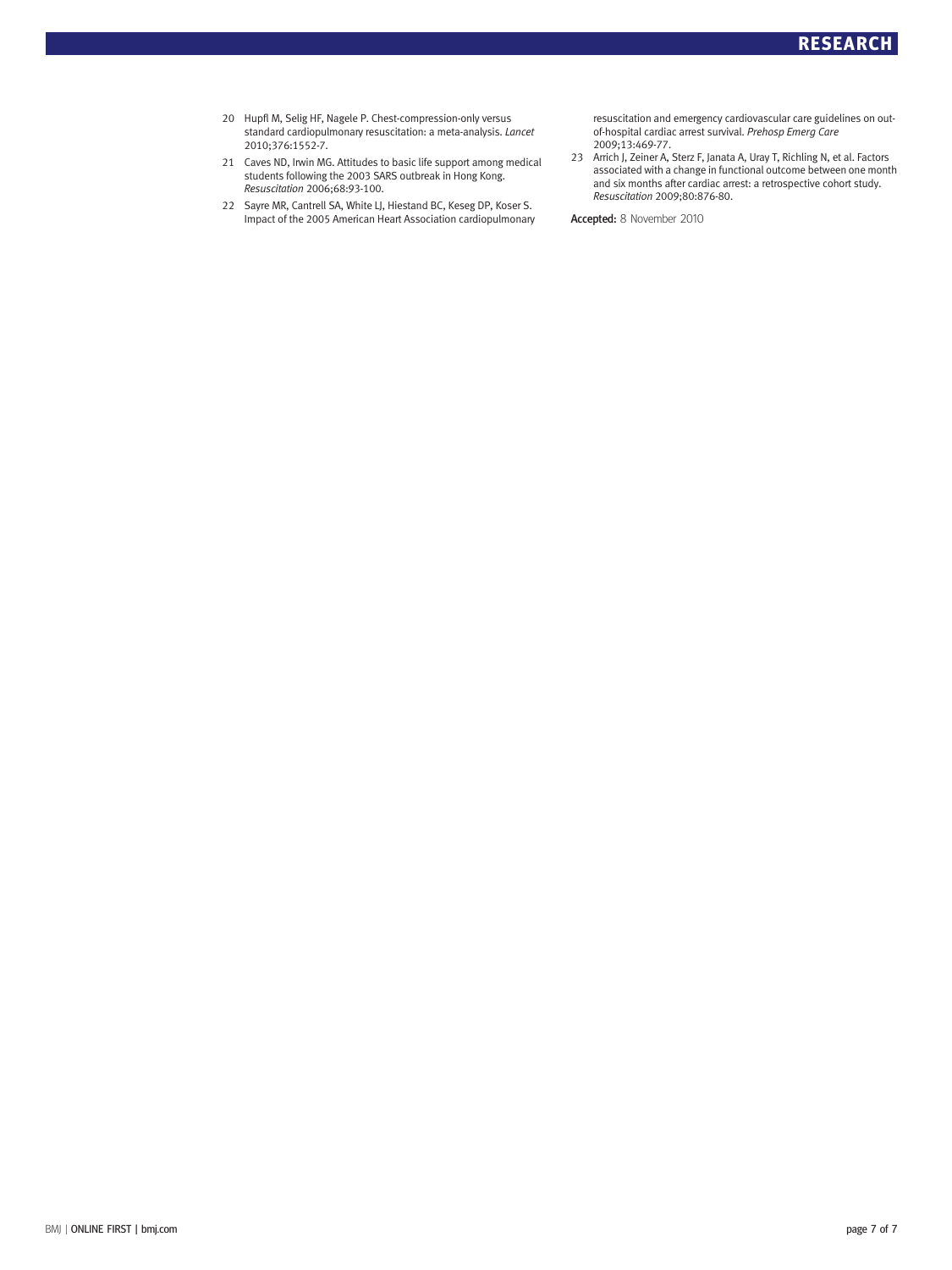20 Hupfl M, Selig HF, Nagele P. Chest-compression-only versus standard cardiopulmonary resuscitation: a meta-analysis. *Lancet* 2010;376:1552-7.

21 Caves ND, Irwin MG. Attitudes to basic life support among medical students following the 2003 SARS outbreak in Hong Kong. *Resuscitation* 2006;68:93-100.

22 Sayre MR, Cantrell SA, White LJ, Hiestand BC, Keseg DP, Koser S. Impact of the 2005 American Heart Association cardiopulmonary resuscitation and emergency cardiovascular care guidelines on out-of-hospital cardiac arrest survival. *Prehosp Emerg Care* 2009;13:469-77.

23 Arrich J, Zeiner A, Sterz F, Janata A, Uray T, Richling N, et al. Factors associated with a change in functional outcome between one month and six months after cardiac arrest: a retrospective cohort study. *Resuscitation* 2009;80:876-80.

**Accepted:** 8 November 2010